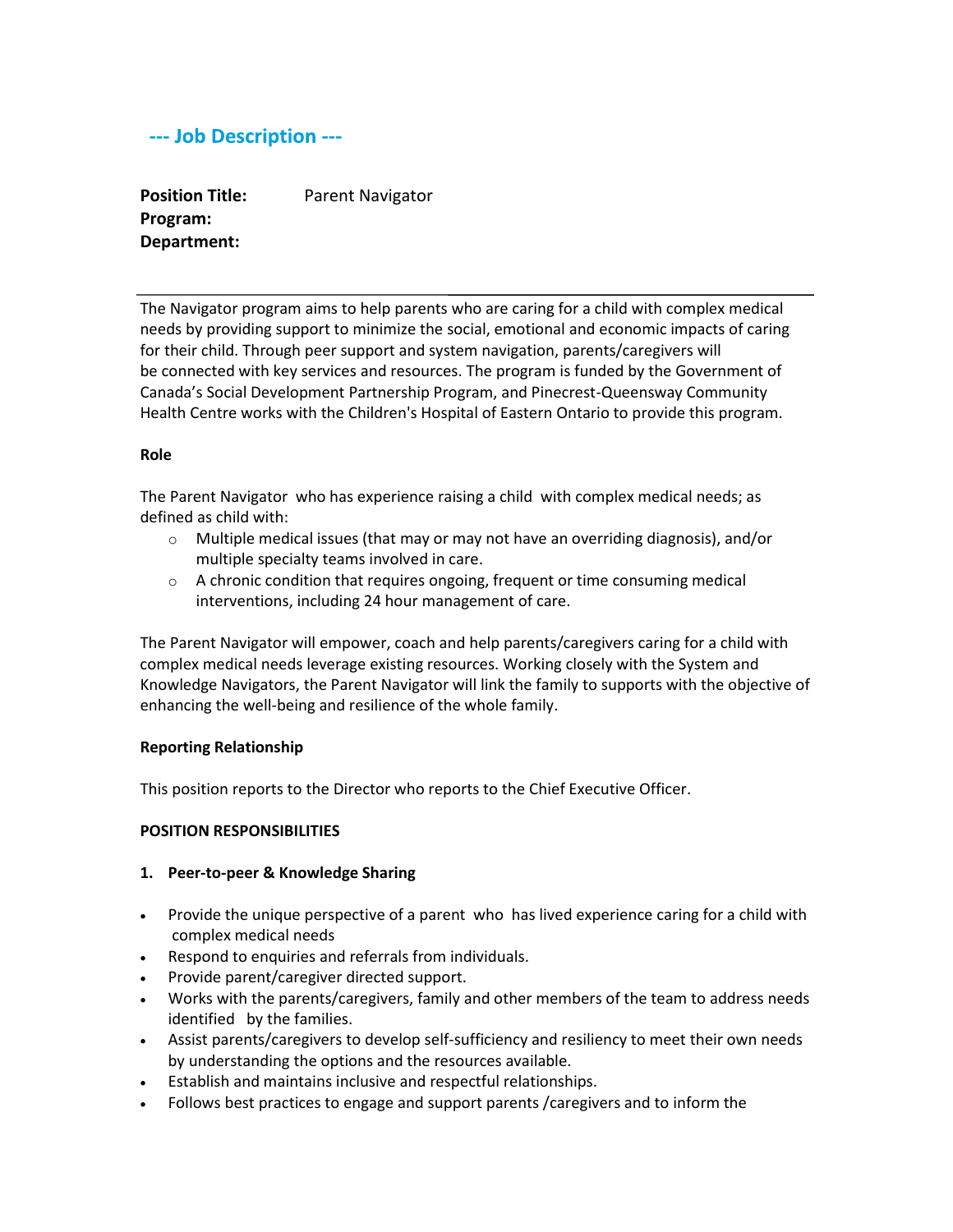## --- Job Description ---

**Position Title:** Parent Navigator
**Program:**
**Department:**

---

The Navigator program aims to help parents who are caring for a child with complex medical needs by providing support to minimize the social, emotional and economic impacts of caring for their child. Through peer support and system navigation, parents/caregivers will be connected with key services and resources. The program is funded by the Government of Canada's Social Development Partnership Program, and Pinecrest-Queensway Community Health Centre works with the Children's Hospital of Eastern Ontario to provide this program.

**Role**

The Parent Navigator who has experience raising a child with complex medical needs; as defined as child with:

- Multiple medical issues (that may or may not have an overriding diagnosis), and/or multiple specialty teams involved in care.
- A chronic condition that requires ongoing, frequent or time consuming medical interventions, including 24 hour management of care.

The Parent Navigator will empower, coach and help parents/caregivers caring for a child with complex medical needs leverage existing resources. Working closely with the System and Knowledge Navigators, the Parent Navigator will link the family to supports with the objective of enhancing the well-being and resilience of the whole family.

**Reporting Relationship**

This position reports to the Director who reports to the Chief Executive Officer.

**POSITION RESPONSIBILITIES**

**1. Peer-to-peer & Knowledge Sharing**

- Provide the unique perspective of a parent who has lived experience caring for a child with complex medical needs
- Respond to enquiries and referrals from individuals.
- Provide parent/caregiver directed support.
- Works with the parents/caregivers, family and other members of the team to address needs identified by the families.
- Assist parents/caregivers to develop self-sufficiency and resiliency to meet their own needs by understanding the options and the resources available.
- Establish and maintains inclusive and respectful relationships.
- Follows best practices to engage and support parents /caregivers and to inform the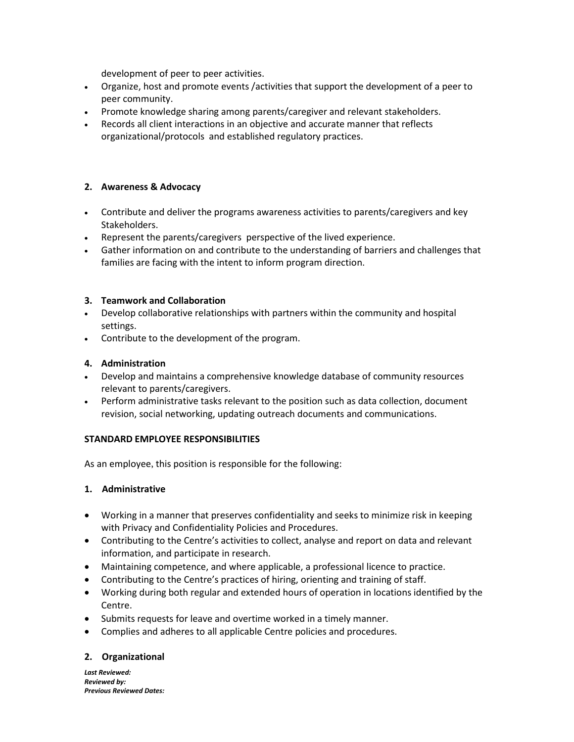development of peer to peer activities.

- Organize, host and promote events /activities that support the development of a peer to peer community.
- Promote knowledge sharing among parents/caregiver and relevant stakeholders.
- Records all client interactions in an objective and accurate manner that reflects organizational/protocols and established regulatory practices.

**2. Awareness & Advocacy**

- Contribute and deliver the programs awareness activities to parents/caregivers and key Stakeholders.
- Represent the parents/caregivers perspective of the lived experience.
- Gather information on and contribute to the understanding of barriers and challenges that families are facing with the intent to inform program direction.

**3. Teamwork and Collaboration**

- Develop collaborative relationships with partners within the community and hospital settings.
- Contribute to the development of the program.

**4. Administration**

- Develop and maintains a comprehensive knowledge database of community resources relevant to parents/caregivers.
- Perform administrative tasks relevant to the position such as data collection, document revision, social networking, updating outreach documents and communications.

**STANDARD EMPLOYEE RESPONSIBILITIES**

As an employee, this position is responsible for the following:

**1. Administrative**

- Working in a manner that preserves confidentiality and seeks to minimize risk in keeping with Privacy and Confidentiality Policies and Procedures.
- Contributing to the Centre's activities to collect, analyse and report on data and relevant information, and participate in research.
- Maintaining competence, and where applicable, a professional licence to practice.
- Contributing to the Centre's practices of hiring, orienting and training of staff.
- Working during both regular and extended hours of operation in locations identified by the Centre.
- Submits requests for leave and overtime worked in a timely manner.
- Complies and adheres to all applicable Centre policies and procedures.

**2. Organizational**

***Last Reviewed:***
***Reviewed by:***
***Previous Reviewed Dates:***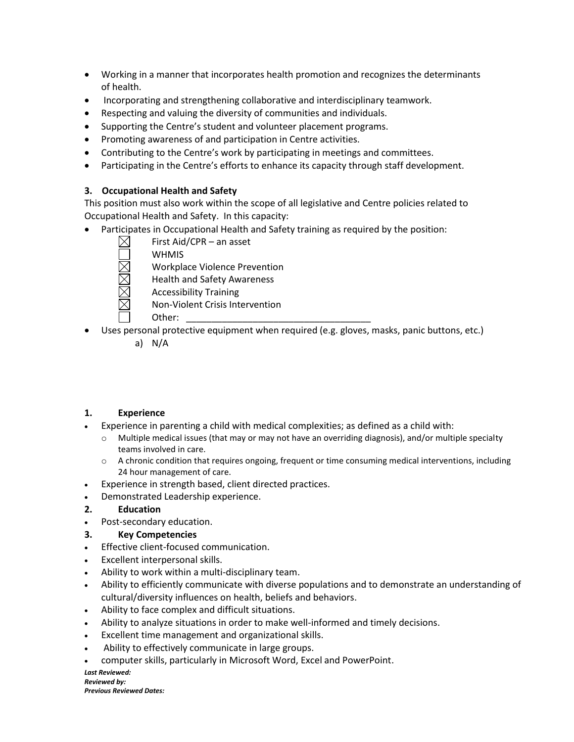- Working in a manner that incorporates health promotion and recognizes the determinants of health.
- Incorporating and strengthening collaborative and interdisciplinary teamwork.
- Respecting and valuing the diversity of communities and individuals.
- Supporting the Centre's student and volunteer placement programs.
- Promoting awareness of and participation in Centre activities.
- Contributing to the Centre's work by participating in meetings and committees.
- Participating in the Centre's efforts to enhance its capacity through staff development.

**3. Occupational Health and Safety**

This position must also work within the scope of all legislative and Centre policies related to Occupational Health and Safety. In this capacity:

- Participates in Occupational Health and Safety training as required by the position:
  - ☒ First Aid/CPR – an asset
  - ☐ WHMIS
  - ☒ Workplace Violence Prevention
  - ☒ Health and Safety Awareness
  - ☒ Accessibility Training
  - ☒ Non-Violent Crisis Intervention
  - ☐ Other: ___________________________________
- Uses personal protective equipment when required (e.g. gloves, masks, panic buttons, etc.)
  a) N/A

**1. Experience**

- Experience in parenting a child with medical complexities; as defined as a child with:
  - Multiple medical issues (that may or may not have an overriding diagnosis), and/or multiple specialty teams involved in care.
  - A chronic condition that requires ongoing, frequent or time consuming medical interventions, including 24 hour management of care.
- Experience in strength based, client directed practices.
- Demonstrated Leadership experience.

**2. Education**

- Post-secondary education.

**3. Key Competencies**

- Effective client-focused communication.
- Excellent interpersonal skills.
- Ability to work within a multi-disciplinary team.
- Ability to efficiently communicate with diverse populations and to demonstrate an understanding of cultural/diversity influences on health, beliefs and behaviors.
- Ability to face complex and difficult situations.
- Ability to analyze situations in order to make well-informed and timely decisions.
- Excellent time management and organizational skills.
- Ability to effectively communicate in large groups.
- computer skills, particularly in Microsoft Word, Excel and PowerPoint.

***Last Reviewed:***
***Reviewed by:***
***Previous Reviewed Dates:***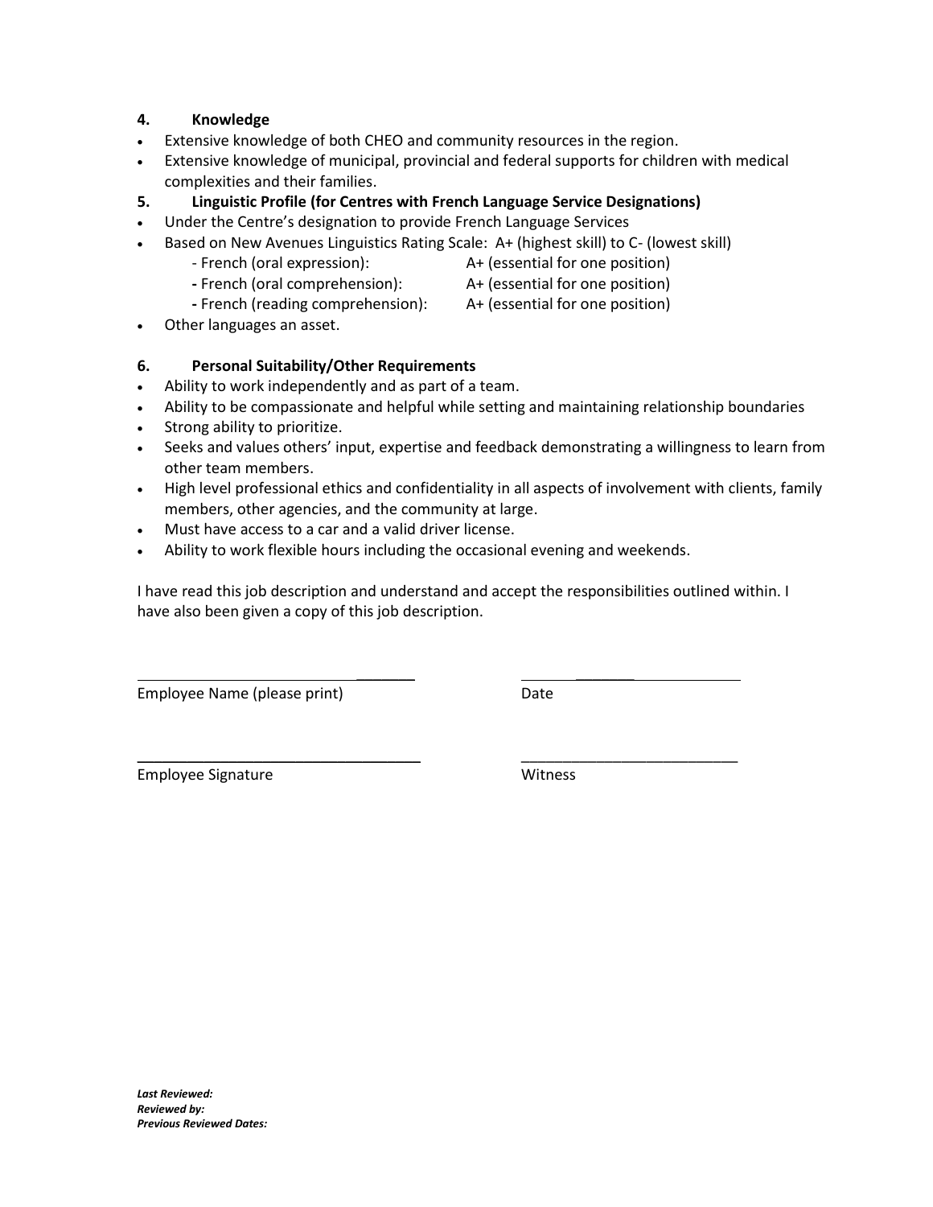## 4. Knowledge

- Extensive knowledge of both CHEO and community resources in the region.
- Extensive knowledge of municipal, provincial and federal supports for children with medical complexities and their families.

## 5. Linguistic Profile (for Centres with French Language Service Designations)

- Under the Centre's designation to provide French Language Services
- Based on New Avenues Linguistics Rating Scale: A+ (highest skill) to C- (lowest skill)
  - French (oral expression): A+ (essential for one position)
  - French (oral comprehension): A+ (essential for one position)
  - French (reading comprehension): A+ (essential for one position)
- Other languages an asset.

## 6. Personal Suitability/Other Requirements

- Ability to work independently and as part of a team.
- Ability to be compassionate and helpful while setting and maintaining relationship boundaries
- Strong ability to prioritize.
- Seeks and values others' input, expertise and feedback demonstrating a willingness to learn from other team members.
- High level professional ethics and confidentiality in all aspects of involvement with clients, family members, other agencies, and the community at large.
- Must have access to a car and a valid driver license.
- Ability to work flexible hours including the occasional evening and weekends.

I have read this job description and understand and accept the responsibilities outlined within. I have also been given a copy of this job description.

___________________________________ &nbsp;&nbsp;&nbsp;&nbsp; ___________________________

Employee Name (please print) &nbsp;&nbsp;&nbsp;&nbsp; Date

___________________________________ &nbsp;&nbsp;&nbsp;&nbsp; ___________________________

Employee Signature &nbsp;&nbsp;&nbsp;&nbsp; Witness

***Last Reviewed:***
***Reviewed by:***
***Previous Reviewed Dates:***